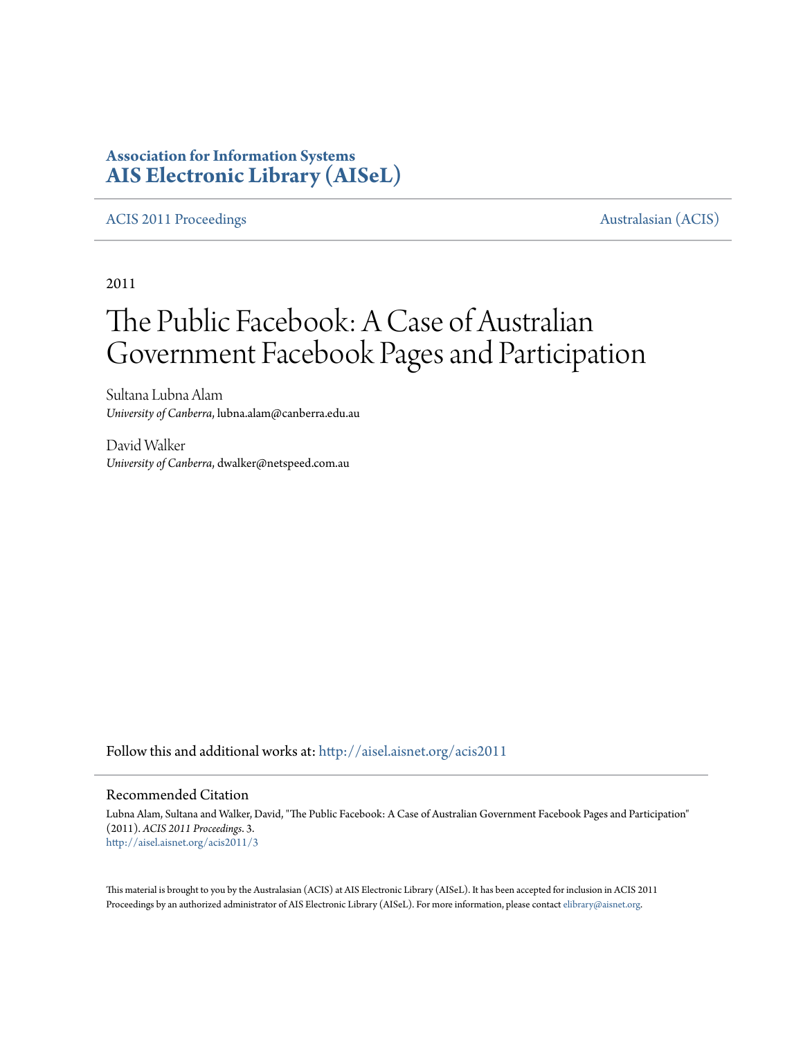**Association for Information Systems**
**AIS Electronic Library (AISeL)**

ACIS 2011 Proceedings Australasian (ACIS)

2011

# The Public Facebook: A Case of Australian Government Facebook Pages and Participation

Sultana Lubna Alam
*University of Canberra*, lubna.alam@canberra.edu.au

David Walker
*University of Canberra*, dwalker@netspeed.com.au

Follow this and additional works at: http://aisel.aisnet.org/acis2011

## Recommended Citation

Lubna Alam, Sultana and Walker, David, "The Public Facebook: A Case of Australian Government Facebook Pages and Participation" (2011). *ACIS 2011 Proceedings*. 3.
http://aisel.aisnet.org/acis2011/3

This material is brought to you by the Australasian (ACIS) at AIS Electronic Library (AISeL). It has been accepted for inclusion in ACIS 2011 Proceedings by an authorized administrator of AIS Electronic Library (AISeL). For more information, please contact elibrary@aisnet.org.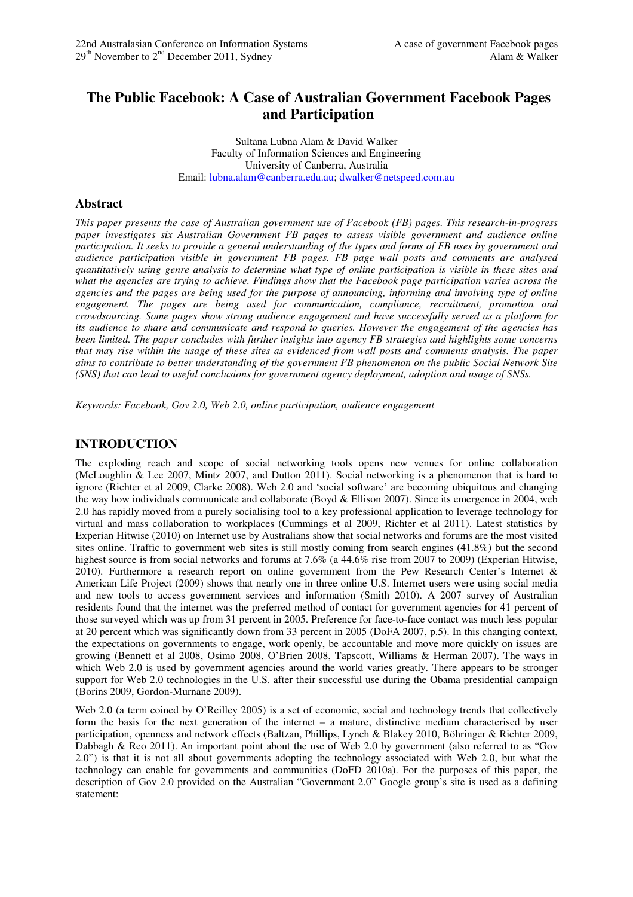# The Public Facebook: A Case of Australian Government Facebook Pages and Participation

Sultana Lubna Alam & David Walker
Faculty of Information Sciences and Engineering
University of Canberra, Australia
Email: lubna.alam@canberra.edu.au; dwalker@netspeed.com.au

## Abstract

*This paper presents the case of Australian government use of Facebook (FB) pages. This research-in-progress paper investigates six Australian Government FB pages to assess visible government and audience online participation. It seeks to provide a general understanding of the types and forms of FB uses by government and audience participation visible in government FB pages. FB page wall posts and comments are analysed quantitatively using genre analysis to determine what type of online participation is visible in these sites and what the agencies are trying to achieve. Findings show that the Facebook page participation varies across the agencies and the pages are being used for the purpose of announcing, informing and involving type of online engagement. The pages are being used for communication, compliance, recruitment, promotion and crowdsourcing. Some pages show strong audience engagement and have successfully served as a platform for its audience to share and communicate and respond to queries. However the engagement of the agencies has been limited. The paper concludes with further insights into agency FB strategies and highlights some concerns that may rise within the usage of these sites as evidenced from wall posts and comments analysis. The paper aims to contribute to better understanding of the government FB phenomenon on the public Social Network Site (SNS) that can lead to useful conclusions for government agency deployment, adoption and usage of SNSs.*

*Keywords: Facebook, Gov 2.0, Web 2.0, online participation, audience engagement*

## INTRODUCTION

The exploding reach and scope of social networking tools opens new venues for online collaboration (McLoughlin & Lee 2007, Mintz 2007, and Dutton 2011). Social networking is a phenomenon that is hard to ignore (Richter et al 2009, Clarke 2008). Web 2.0 and 'social software' are becoming ubiquitous and changing the way how individuals communicate and collaborate (Boyd & Ellison 2007). Since its emergence in 2004, web 2.0 has rapidly moved from a purely socialising tool to a key professional application to leverage technology for virtual and mass collaboration to workplaces (Cummings et al 2009, Richter et al 2011). Latest statistics by Experian Hitwise (2010) on Internet use by Australians show that social networks and forums are the most visited sites online. Traffic to government web sites is still mostly coming from search engines (41.8%) but the second highest source is from social networks and forums at 7.6% (a 44.6% rise from 2007 to 2009) (Experian Hitwise, 2010). Furthermore a research report on online government from the Pew Research Center's Internet & American Life Project (2009) shows that nearly one in three online U.S. Internet users were using social media and new tools to access government services and information (Smith 2010). A 2007 survey of Australian residents found that the internet was the preferred method of contact for government agencies for 41 percent of those surveyed which was up from 31 percent in 2005. Preference for face-to-face contact was much less popular at 20 percent which was significantly down from 33 percent in 2005 (DoFA 2007, p.5). In this changing context, the expectations on governments to engage, work openly, be accountable and move more quickly on issues are growing (Bennett et al 2008, Osimo 2008, O'Brien 2008, Tapscott, Williams & Herman 2007). The ways in which Web 2.0 is used by government agencies around the world varies greatly. There appears to be stronger support for Web 2.0 technologies in the U.S. after their successful use during the Obama presidential campaign (Borins 2009, Gordon-Murnane 2009).

Web 2.0 (a term coined by O'Reilley 2005) is a set of economic, social and technology trends that collectively form the basis for the next generation of the internet – a mature, distinctive medium characterised by user participation, openness and network effects (Baltzan, Phillips, Lynch & Blakey 2010, Böhringer & Richter 2009, Dabbagh & Reo 2011). An important point about the use of Web 2.0 by government (also referred to as "Gov 2.0") is that it is not all about governments adopting the technology associated with Web 2.0, but what the technology can enable for governments and communities (DoFD 2010a). For the purposes of this paper, the description of Gov 2.0 provided on the Australian "Government 2.0" Google group's site is used as a defining statement: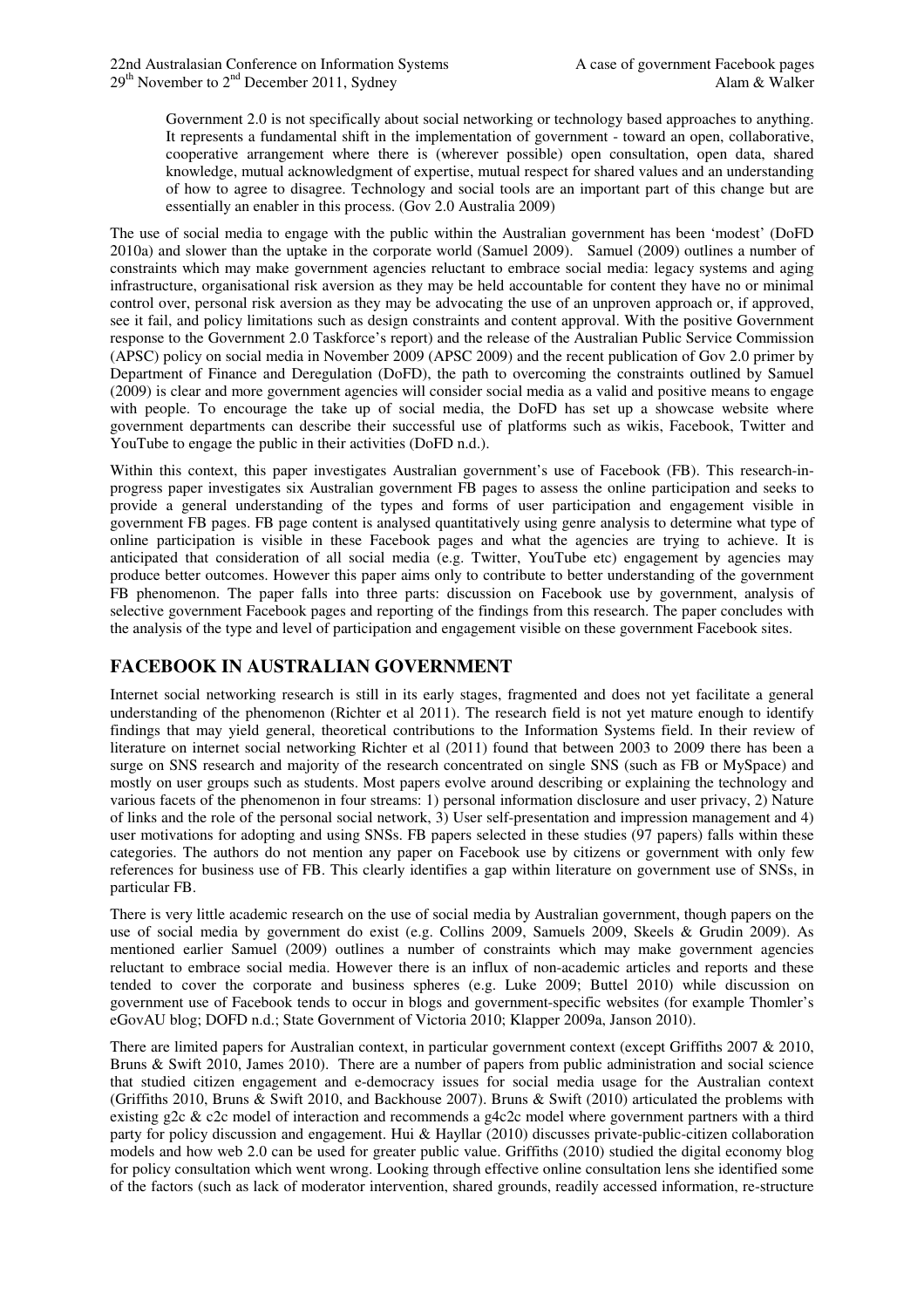> Government 2.0 is not specifically about social networking or technology based approaches to anything. It represents a fundamental shift in the implementation of government - toward an open, collaborative, cooperative arrangement where there is (wherever possible) open consultation, open data, shared knowledge, mutual acknowledgment of expertise, mutual respect for shared values and an understanding of how to agree to disagree. Technology and social tools are an important part of this change but are essentially an enabler in this process. (Gov 2.0 Australia 2009)

The use of social media to engage with the public within the Australian government has been 'modest' (DoFD 2010a) and slower than the uptake in the corporate world (Samuel 2009). Samuel (2009) outlines a number of constraints which may make government agencies reluctant to embrace social media: legacy systems and aging infrastructure, organisational risk aversion as they may be held accountable for content they have no or minimal control over, personal risk aversion as they may be advocating the use of an unproven approach or, if approved, see it fail, and policy limitations such as design constraints and content approval. With the positive Government response to the Government 2.0 Taskforce's report) and the release of the Australian Public Service Commission (APSC) policy on social media in November 2009 (APSC 2009) and the recent publication of Gov 2.0 primer by Department of Finance and Deregulation (DoFD), the path to overcoming the constraints outlined by Samuel (2009) is clear and more government agencies will consider social media as a valid and positive means to engage with people. To encourage the take up of social media, the DoFD has set up a showcase website where government departments can describe their successful use of platforms such as wikis, Facebook, Twitter and YouTube to engage the public in their activities (DoFD n.d.).

Within this context, this paper investigates Australian government's use of Facebook (FB). This research-in-progress paper investigates six Australian government FB pages to assess the online participation and seeks to provide a general understanding of the types and forms of user participation and engagement visible in government FB pages. FB page content is analysed quantitatively using genre analysis to determine what type of online participation is visible in these Facebook pages and what the agencies are trying to achieve. It is anticipated that consideration of all social media (e.g. Twitter, YouTube etc) engagement by agencies may produce better outcomes. However this paper aims only to contribute to better understanding of the government FB phenomenon. The paper falls into three parts: discussion on Facebook use by government, analysis of selective government Facebook pages and reporting of the findings from this research. The paper concludes with the analysis of the type and level of participation and engagement visible on these government Facebook sites.

## FACEBOOK IN AUSTRALIAN GOVERNMENT

Internet social networking research is still in its early stages, fragmented and does not yet facilitate a general understanding of the phenomenon (Richter et al 2011). The research field is not yet mature enough to identify findings that may yield general, theoretical contributions to the Information Systems field. In their review of literature on internet social networking Richter et al (2011) found that between 2003 to 2009 there has been a surge on SNS research and majority of the research concentrated on single SNS (such as FB or MySpace) and mostly on user groups such as students. Most papers evolve around describing or explaining the technology and various facets of the phenomenon in four streams: 1) personal information disclosure and user privacy, 2) Nature of links and the role of the personal social network, 3) User self-presentation and impression management and 4) user motivations for adopting and using SNSs. FB papers selected in these studies (97 papers) falls within these categories. The authors do not mention any paper on Facebook use by citizens or government with only few references for business use of FB. This clearly identifies a gap within literature on government use of SNSs, in particular FB.

There is very little academic research on the use of social media by Australian government, though papers on the use of social media by government do exist (e.g. Collins 2009, Samuels 2009, Skeels & Grudin 2009). As mentioned earlier Samuel (2009) outlines a number of constraints which may make government agencies reluctant to embrace social media. However there is an influx of non-academic articles and reports and these tended to cover the corporate and business spheres (e.g. Luke 2009; Buttel 2010) while discussion on government use of Facebook tends to occur in blogs and government-specific websites (for example Thomler's eGovAU blog; DOFD n.d.; State Government of Victoria 2010; Klapper 2009a, Janson 2010).

There are limited papers for Australian context, in particular government context (except Griffiths 2007 & 2010, Bruns & Swift 2010, James 2010). There are a number of papers from public administration and social science that studied citizen engagement and e-democracy issues for social media usage for the Australian context (Griffiths 2010, Bruns & Swift 2010, and Backhouse 2007). Bruns & Swift (2010) articulated the problems with existing g2c & c2c model of interaction and recommends a g4c2c model where government partners with a third party for policy discussion and engagement. Hui & Hayllar (2010) discusses private-public-citizen collaboration models and how web 2.0 can be used for greater public value. Griffiths (2010) studied the digital economy blog for policy consultation which went wrong. Looking through effective online consultation lens she identified some of the factors (such as lack of moderator intervention, shared grounds, readily accessed information, re-structure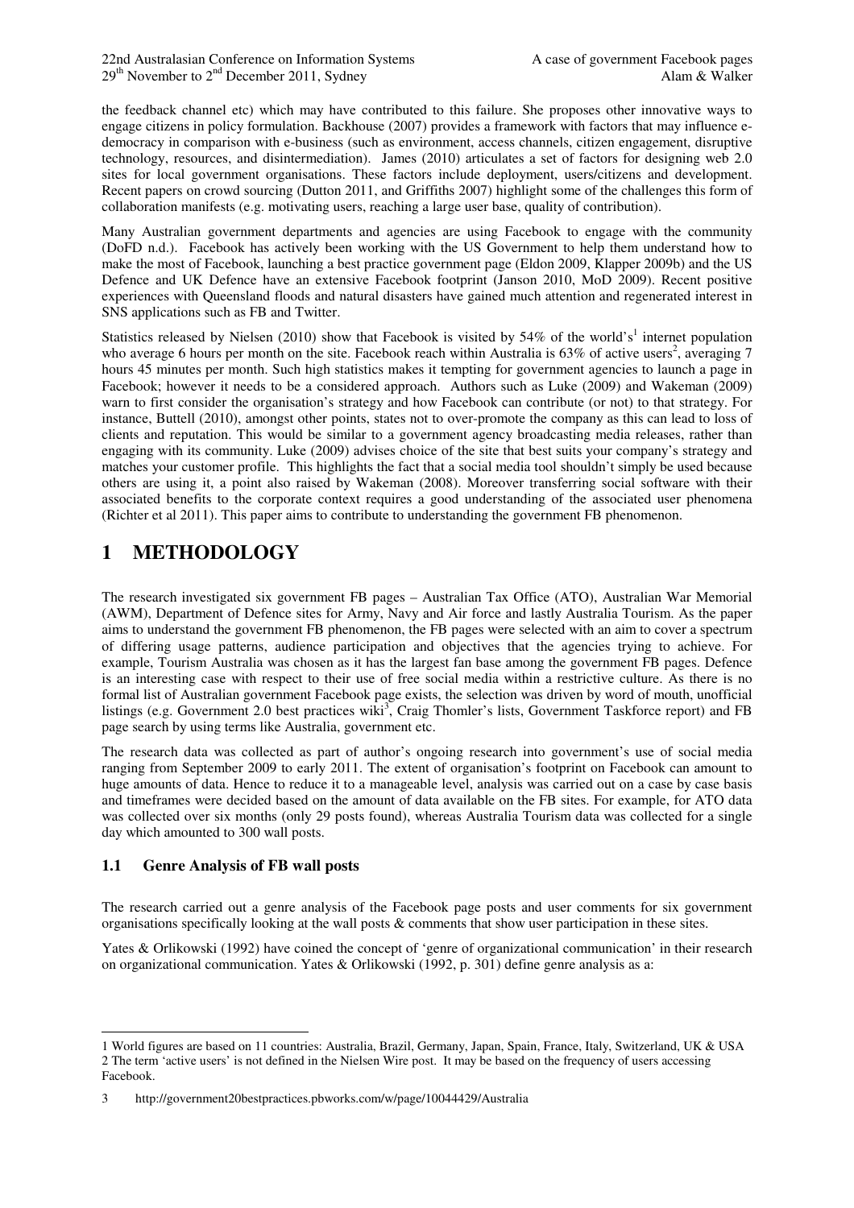the feedback channel etc) which may have contributed to this failure. She proposes other innovative ways to engage citizens in policy formulation. Backhouse (2007) provides a framework with factors that may influence e-democracy in comparison with e-business (such as environment, access channels, citizen engagement, disruptive technology, resources, and disintermediation). James (2010) articulates a set of factors for designing web 2.0 sites for local government organisations. These factors include deployment, users/citizens and development. Recent papers on crowd sourcing (Dutton 2011, and Griffiths 2007) highlight some of the challenges this form of collaboration manifests (e.g. motivating users, reaching a large user base, quality of contribution).

Many Australian government departments and agencies are using Facebook to engage with the community (DoFD n.d.). Facebook has actively been working with the US Government to help them understand how to make the most of Facebook, launching a best practice government page (Eldon 2009, Klapper 2009b) and the US Defence and UK Defence have an extensive Facebook footprint (Janson 2010, MoD 2009). Recent positive experiences with Queensland floods and natural disasters have gained much attention and regenerated interest in SNS applications such as FB and Twitter.

Statistics released by Nielsen (2010) show that Facebook is visited by 54% of the world's[1] internet population who average 6 hours per month on the site. Facebook reach within Australia is 63% of active users[2], averaging 7 hours 45 minutes per month. Such high statistics makes it tempting for government agencies to launch a page in Facebook; however it needs to be a considered approach. Authors such as Luke (2009) and Wakeman (2009) warn to first consider the organisation's strategy and how Facebook can contribute (or not) to that strategy. For instance, Buttell (2010), amongst other points, states not to over-promote the company as this can lead to loss of clients and reputation. This would be similar to a government agency broadcasting media releases, rather than engaging with its community. Luke (2009) advises choice of the site that best suits your company's strategy and matches your customer profile. This highlights the fact that a social media tool shouldn't simply be used because others are using it, a point also raised by Wakeman (2008). Moreover transferring social software with their associated benefits to the corporate context requires a good understanding of the associated user phenomena (Richter et al 2011). This paper aims to contribute to understanding the government FB phenomenon.

# 1 METHODOLOGY

The research investigated six government FB pages – Australian Tax Office (ATO), Australian War Memorial (AWM), Department of Defence sites for Army, Navy and Air force and lastly Australia Tourism. As the paper aims to understand the government FB phenomenon, the FB pages were selected with an aim to cover a spectrum of differing usage patterns, audience participation and objectives that the agencies trying to achieve. For example, Tourism Australia was chosen as it has the largest fan base among the government FB pages. Defence is an interesting case with respect to their use of free social media within a restrictive culture. As there is no formal list of Australian government Facebook page exists, the selection was driven by word of mouth, unofficial listings (e.g. Government 2.0 best practices wiki[3], Craig Thomler's lists, Government Taskforce report) and FB page search by using terms like Australia, government etc.

The research data was collected as part of author's ongoing research into government's use of social media ranging from September 2009 to early 2011. The extent of organisation's footprint on Facebook can amount to huge amounts of data. Hence to reduce it to a manageable level, analysis was carried out on a case by case basis and timeframes were decided based on the amount of data available on the FB sites. For example, for ATO data was collected over six months (only 29 posts found), whereas Australia Tourism data was collected for a single day which amounted to 300 wall posts.

## 1.1 Genre Analysis of FB wall posts

The research carried out a genre analysis of the Facebook page posts and user comments for six government organisations specifically looking at the wall posts & comments that show user participation in these sites.

Yates & Orlikowski (1992) have coined the concept of 'genre of organizational communication' in their research on organizational communication. Yates & Orlikowski (1992, p. 301) define genre analysis as a:

---

1 World figures are based on 11 countries: Australia, Brazil, Germany, Japan, Spain, France, Italy, Switzerland, UK & USA

2 The term 'active users' is not defined in the Nielsen Wire post. It may be based on the frequency of users accessing Facebook.

3 http://government20bestpractices.pbworks.com/w/page/10044429/Australia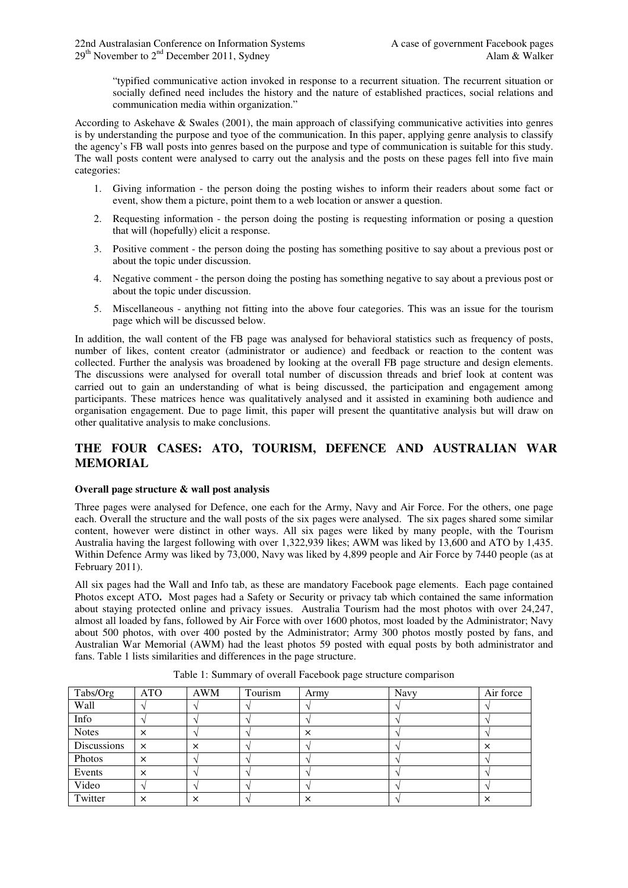"typified communicative action invoked in response to a recurrent situation. The recurrent situation or socially defined need includes the history and the nature of established practices, social relations and communication media within organization."

According to Askehave & Swales (2001), the main approach of classifying communicative activities into genres is by understanding the purpose and tyoe of the communication. In this paper, applying genre analysis to classify the agency's FB wall posts into genres based on the purpose and type of communication is suitable for this study. The wall posts content were analysed to carry out the analysis and the posts on these pages fell into five main categories:

1. Giving information - the person doing the posting wishes to inform their readers about some fact or event, show them a picture, point them to a web location or answer a question.
2. Requesting information - the person doing the posting is requesting information or posing a question that will (hopefully) elicit a response.
3. Positive comment - the person doing the posting has something positive to say about a previous post or about the topic under discussion.
4. Negative comment - the person doing the posting has something negative to say about a previous post or about the topic under discussion.
5. Miscellaneous - anything not fitting into the above four categories. This was an issue for the tourism page which will be discussed below.

In addition, the wall content of the FB page was analysed for behavioral statistics such as frequency of posts, number of likes, content creator (administrator or audience) and feedback or reaction to the content was collected. Further the analysis was broadened by looking at the overall FB page structure and design elements. The discussions were analysed for overall total number of discussion threads and brief look at content was carried out to gain an understanding of what is being discussed, the participation and engagement among participants. These matrices hence was qualitatively analysed and it assisted in examining both audience and organisation engagement. Due to page limit, this paper will present the quantitative analysis but will draw on other qualitative analysis to make conclusions.

## THE FOUR CASES: ATO, TOURISM, DEFENCE AND AUSTRALIAN WAR MEMORIAL

**Overall page structure & wall post analysis**

Three pages were analysed for Defence, one each for the Army, Navy and Air Force. For the others, one page each. Overall the structure and the wall posts of the six pages were analysed. The six pages shared some similar content, however were distinct in other ways. All six pages were liked by many people, with the Tourism Australia having the largest following with over 1,322,939 likes; AWM was liked by 13,600 and ATO by 1,435. Within Defence Army was liked by 73,000, Navy was liked by 4,899 people and Air Force by 7440 people (as at February 2011).

All six pages had the Wall and Info tab, as these are mandatory Facebook page elements. Each page contained Photos except ATO**.** Most pages had a Safety or Security or privacy tab which contained the same information about staying protected online and privacy issues. Australia Tourism had the most photos with over 24,247, almost all loaded by fans, followed by Air Force with over 1600 photos, most loaded by the Administrator; Navy about 500 photos, with over 400 posted by the Administrator; Army 300 photos mostly posted by fans, and Australian War Memorial (AWM) had the least photos 59 posted with equal posts by both administrator and fans. Table 1 lists similarities and differences in the page structure.

Table 1: Summary of overall Facebook page structure comparison

| Tabs/Org | ATO | AWM | Tourism | Army | Navy | Air force |
|---|---|---|---|---|---|---|
| Wall | √ | √ | √ | √ | √ | √ |
| Info | √ | √ | √ | √ | √ | √ |
| Notes | × | √ | √ | × | √ | √ |
| Discussions | × | × | √ | √ | √ | × |
| Photos | × | √ | √ | √ | √ | √ |
| Events | × | √ | √ | √ | √ | √ |
| Video | √ | √ | √ | √ | √ | √ |
| Twitter | × | × | √ | × | √ | × |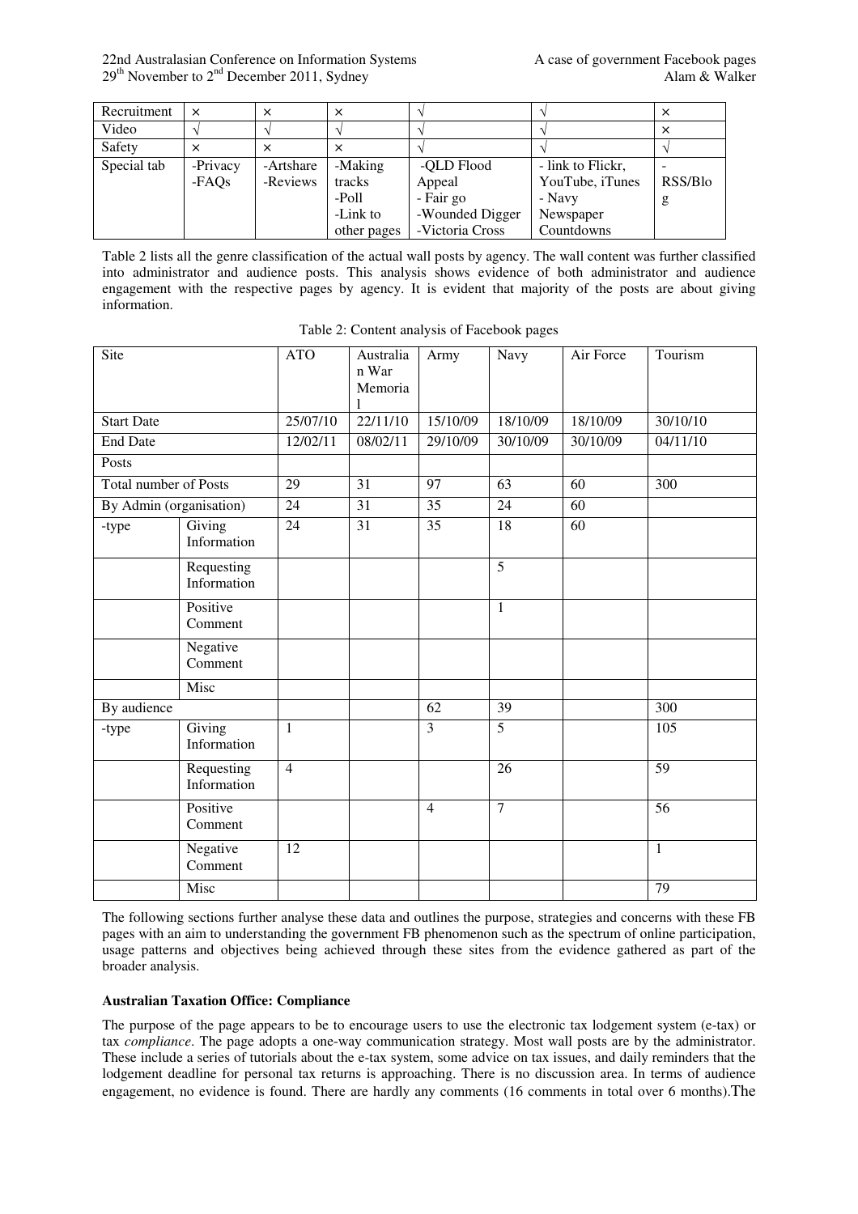| Recruitment | × | × | × | √ | √ | × |
|---|---|---|---|---|---|---|
| Video | √ | √ | √ | √ | √ | × |
| Safety | × | × | × | √ | √ | √ |
| Special tab | -Privacy -FAQs | -Artshare -Reviews | -Making tracks -Poll -Link to other pages | -QLD Flood Appeal - Fair go -Wounded Digger -Victoria Cross | - link to Flickr, YouTube, iTunes - Navy Newspaper Countdowns | - RSS/Blog |

Table 2 lists all the genre classification of the actual wall posts by agency. The wall content was further classified into administrator and audience posts. This analysis shows evidence of both administrator and audience engagement with the respective pages by agency. It is evident that majority of the posts are about giving information.

Table 2: Content analysis of Facebook pages

| Site | | ATO | Australian War Memorial | Army | Navy | Air Force | Tourism |
|---|---|---|---|---|---|---|---|
| Start Date | | 25/07/10 | 22/11/10 | 15/10/09 | 18/10/09 | 18/10/09 | 30/10/10 |
| End Date | | 12/02/11 | 08/02/11 | 29/10/09 | 30/10/09 | 30/10/09 | 04/11/10 |
| Posts | | | | | | | |
| Total number of Posts | | 29 | 31 | 97 | 63 | 60 | 300 |
| By Admin (organisation) | | 24 | 31 | 35 | 24 | 60 | |
| -type | Giving Information | 24 | 31 | 35 | 18 | 60 | |
| | Requesting Information | | | | 5 | | |
| | Positive Comment | | | | 1 | | |
| | Negative Comment | | | | | | |
| | Misc | | | | | | |
| By audience | | | | 62 | 39 | | 300 |
| -type | Giving Information | 1 | | 3 | 5 | | 105 |
| | Requesting Information | 4 | | | 26 | | 59 |
| | Positive Comment | | | 4 | 7 | | 56 |
| | Negative Comment | 12 | | | | | 1 |
| | Misc | | | | | | 79 |

The following sections further analyse these data and outlines the purpose, strategies and concerns with these FB pages with an aim to understanding the government FB phenomenon such as the spectrum of online participation, usage patterns and objectives being achieved through these sites from the evidence gathered as part of the broader analysis.

**Australian Taxation Office: Compliance**

The purpose of the page appears to be to encourage users to use the electronic tax lodgement system (e-tax) or tax *compliance*. The page adopts a one-way communication strategy. Most wall posts are by the administrator. These include a series of tutorials about the e-tax system, some advice on tax issues, and daily reminders that the lodgement deadline for personal tax returns is approaching. There is no discussion area. In terms of audience engagement, no evidence is found. There are hardly any comments (16 comments in total over 6 months).The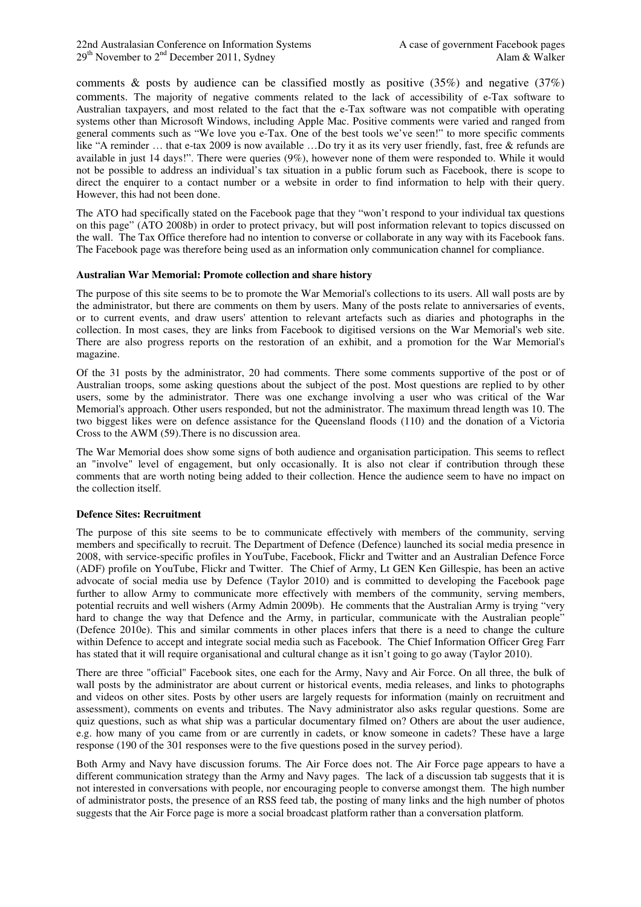comments & posts by audience can be classified mostly as positive (35%) and negative (37%) comments. The majority of negative comments related to the lack of accessibility of e-Tax software to Australian taxpayers, and most related to the fact that the e-Tax software was not compatible with operating systems other than Microsoft Windows, including Apple Mac. Positive comments were varied and ranged from general comments such as "We love you e-Tax. One of the best tools we've seen!" to more specific comments like "A reminder … that e-tax 2009 is now available …Do try it as its very user friendly, fast, free & refunds are available in just 14 days!". There were queries (9%), however none of them were responded to. While it would not be possible to address an individual's tax situation in a public forum such as Facebook, there is scope to direct the enquirer to a contact number or a website in order to find information to help with their query. However, this had not been done.

The ATO had specifically stated on the Facebook page that they "won't respond to your individual tax questions on this page" (ATO 2008b) in order to protect privacy, but will post information relevant to topics discussed on the wall. The Tax Office therefore had no intention to converse or collaborate in any way with its Facebook fans. The Facebook page was therefore being used as an information only communication channel for compliance.

**Australian War Memorial: Promote collection and share history**

The purpose of this site seems to be to promote the War Memorial's collections to its users. All wall posts are by the administrator, but there are comments on them by users. Many of the posts relate to anniversaries of events, or to current events, and draw users' attention to relevant artefacts such as diaries and photographs in the collection. In most cases, they are links from Facebook to digitised versions on the War Memorial's web site. There are also progress reports on the restoration of an exhibit, and a promotion for the War Memorial's magazine.

Of the 31 posts by the administrator, 20 had comments. There some comments supportive of the post or of Australian troops, some asking questions about the subject of the post. Most questions are replied to by other users, some by the administrator. There was one exchange involving a user who was critical of the War Memorial's approach. Other users responded, but not the administrator. The maximum thread length was 10. The two biggest likes were on defence assistance for the Queensland floods (110) and the donation of a Victoria Cross to the AWM (59).There is no discussion area.

The War Memorial does show some signs of both audience and organisation participation. This seems to reflect an "involve" level of engagement, but only occasionally. It is also not clear if contribution through these comments that are worth noting being added to their collection. Hence the audience seem to have no impact on the collection itself.

**Defence Sites: Recruitment**

The purpose of this site seems to be to communicate effectively with members of the community, serving members and specifically to recruit. The Department of Defence (Defence) launched its social media presence in 2008, with service-specific profiles in YouTube, Facebook, Flickr and Twitter and an Australian Defence Force (ADF) profile on YouTube, Flickr and Twitter. The Chief of Army, Lt GEN Ken Gillespie, has been an active advocate of social media use by Defence (Taylor 2010) and is committed to developing the Facebook page further to allow Army to communicate more effectively with members of the community, serving members, potential recruits and well wishers (Army Admin 2009b). He comments that the Australian Army is trying "very hard to change the way that Defence and the Army, in particular, communicate with the Australian people" (Defence 2010e). This and similar comments in other places infers that there is a need to change the culture within Defence to accept and integrate social media such as Facebook. The Chief Information Officer Greg Farr has stated that it will require organisational and cultural change as it isn't going to go away (Taylor 2010).

There are three "official" Facebook sites, one each for the Army, Navy and Air Force. On all three, the bulk of wall posts by the administrator are about current or historical events, media releases, and links to photographs and videos on other sites. Posts by other users are largely requests for information (mainly on recruitment and assessment), comments on events and tributes. The Navy administrator also asks regular questions. Some are quiz questions, such as what ship was a particular documentary filmed on? Others are about the user audience, e.g. how many of you came from or are currently in cadets, or know someone in cadets? These have a large response (190 of the 301 responses were to the five questions posed in the survey period).

Both Army and Navy have discussion forums. The Air Force does not. The Air Force page appears to have a different communication strategy than the Army and Navy pages. The lack of a discussion tab suggests that it is not interested in conversations with people, nor encouraging people to converse amongst them. The high number of administrator posts, the presence of an RSS feed tab, the posting of many links and the high number of photos suggests that the Air Force page is more a social broadcast platform rather than a conversation platform.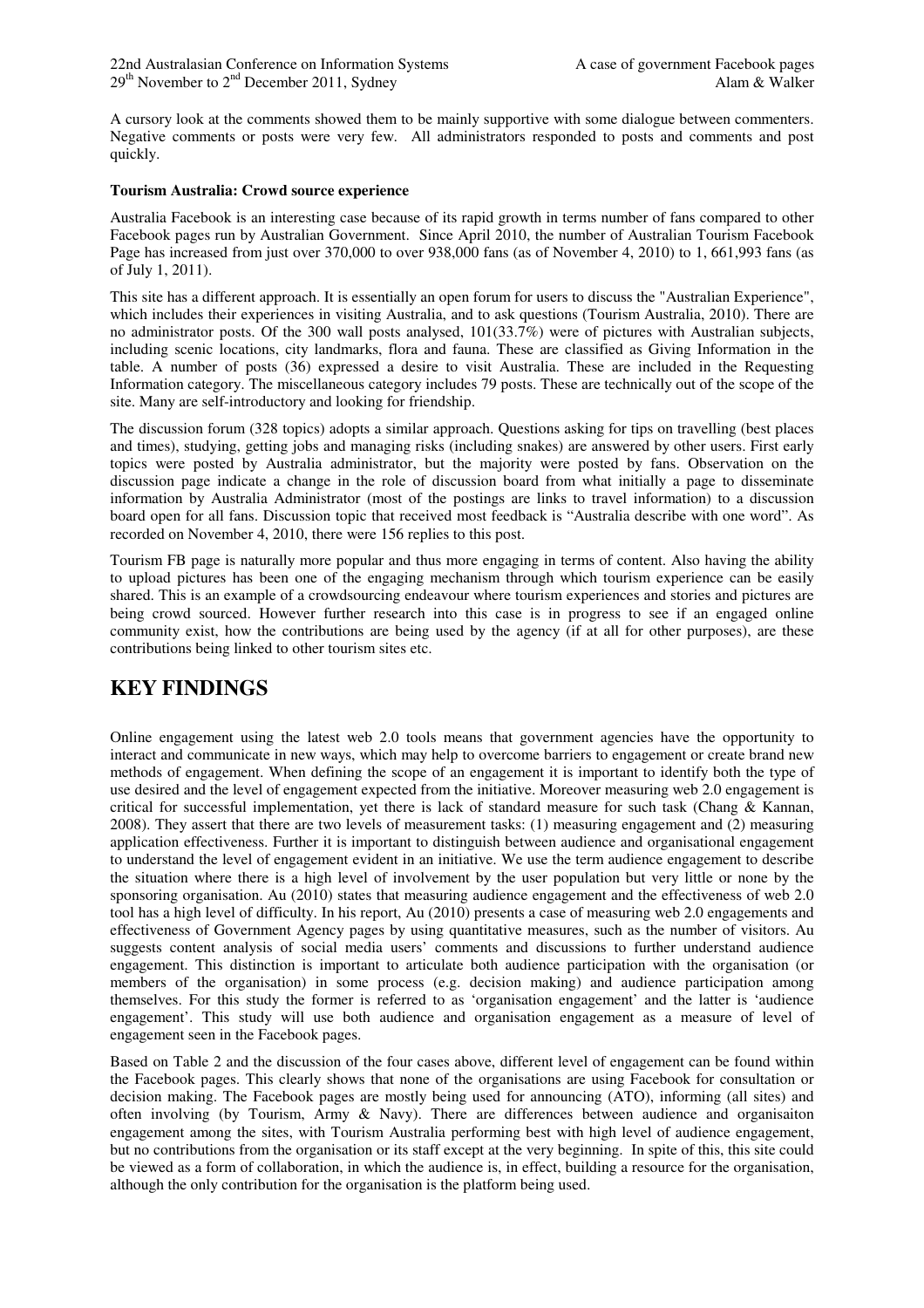A cursory look at the comments showed them to be mainly supportive with some dialogue between commenters. Negative comments or posts were very few. All administrators responded to posts and comments and post quickly.

**Tourism Australia: Crowd source experience**

Australia Facebook is an interesting case because of its rapid growth in terms number of fans compared to other Facebook pages run by Australian Government. Since April 2010, the number of Australian Tourism Facebook Page has increased from just over 370,000 to over 938,000 fans (as of November 4, 2010) to 1, 661,993 fans (as of July 1, 2011).

This site has a different approach. It is essentially an open forum for users to discuss the "Australian Experience", which includes their experiences in visiting Australia, and to ask questions (Tourism Australia, 2010). There are no administrator posts. Of the 300 wall posts analysed, 101(33.7%) were of pictures with Australian subjects, including scenic locations, city landmarks, flora and fauna. These are classified as Giving Information in the table. A number of posts (36) expressed a desire to visit Australia. These are included in the Requesting Information category. The miscellaneous category includes 79 posts. These are technically out of the scope of the site. Many are self-introductory and looking for friendship.

The discussion forum (328 topics) adopts a similar approach. Questions asking for tips on travelling (best places and times), studying, getting jobs and managing risks (including snakes) are answered by other users. First early topics were posted by Australia administrator, but the majority were posted by fans. Observation on the discussion page indicate a change in the role of discussion board from what initially a page to disseminate information by Australia Administrator (most of the postings are links to travel information) to a discussion board open for all fans. Discussion topic that received most feedback is "Australia describe with one word". As recorded on November 4, 2010, there were 156 replies to this post.

Tourism FB page is naturally more popular and thus more engaging in terms of content. Also having the ability to upload pictures has been one of the engaging mechanism through which tourism experience can be easily shared. This is an example of a crowdsourcing endeavour where tourism experiences and stories and pictures are being crowd sourced. However further research into this case is in progress to see if an engaged online community exist, how the contributions are being used by the agency (if at all for other purposes), are these contributions being linked to other tourism sites etc.

# KEY FINDINGS

Online engagement using the latest web 2.0 tools means that government agencies have the opportunity to interact and communicate in new ways, which may help to overcome barriers to engagement or create brand new methods of engagement. When defining the scope of an engagement it is important to identify both the type of use desired and the level of engagement expected from the initiative. Moreover measuring web 2.0 engagement is critical for successful implementation, yet there is lack of standard measure for such task (Chang & Kannan, 2008). They assert that there are two levels of measurement tasks: (1) measuring engagement and (2) measuring application effectiveness. Further it is important to distinguish between audience and organisational engagement to understand the level of engagement evident in an initiative. We use the term audience engagement to describe the situation where there is a high level of involvement by the user population but very little or none by the sponsoring organisation. Au (2010) states that measuring audience engagement and the effectiveness of web 2.0 tool has a high level of difficulty. In his report, Au (2010) presents a case of measuring web 2.0 engagements and effectiveness of Government Agency pages by using quantitative measures, such as the number of visitors. Au suggests content analysis of social media users' comments and discussions to further understand audience engagement. This distinction is important to articulate both audience participation with the organisation (or members of the organisation) in some process (e.g. decision making) and audience participation among themselves. For this study the former is referred to as 'organisation engagement' and the latter is 'audience engagement'. This study will use both audience and organisation engagement as a measure of level of engagement seen in the Facebook pages.

Based on Table 2 and the discussion of the four cases above, different level of engagement can be found within the Facebook pages. This clearly shows that none of the organisations are using Facebook for consultation or decision making. The Facebook pages are mostly being used for announcing (ATO), informing (all sites) and often involving (by Tourism, Army & Navy). There are differences between audience and organisaiton engagement among the sites, with Tourism Australia performing best with high level of audience engagement, but no contributions from the organisation or its staff except at the very beginning. In spite of this, this site could be viewed as a form of collaboration, in which the audience is, in effect, building a resource for the organisation, although the only contribution for the organisation is the platform being used.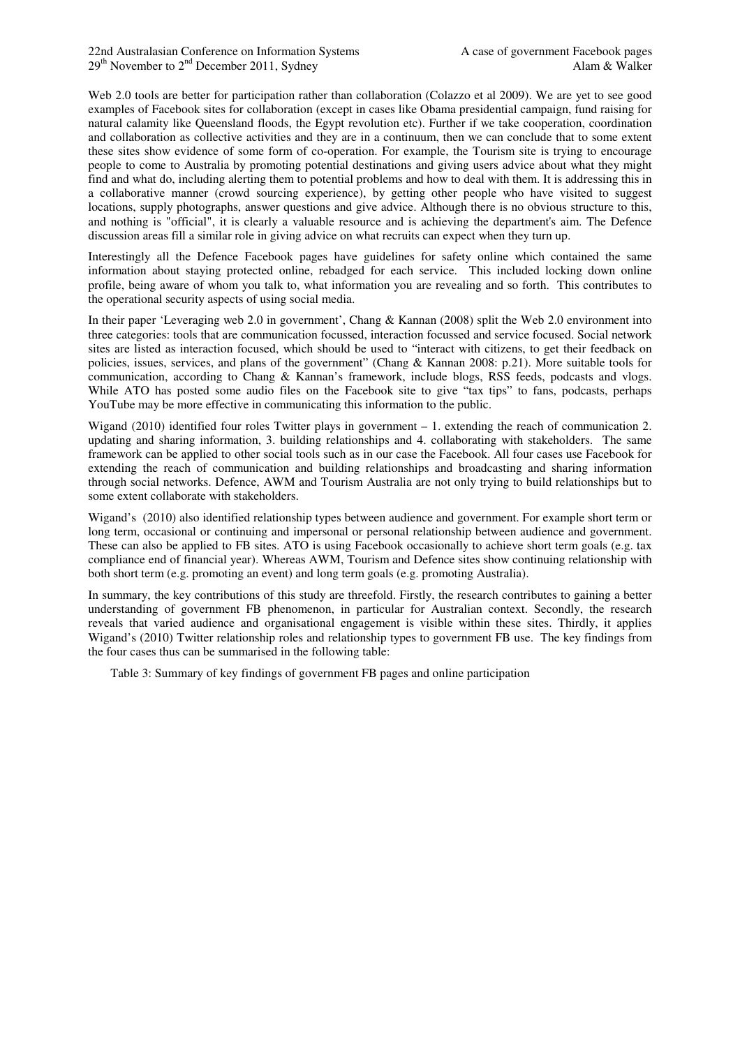Web 2.0 tools are better for participation rather than collaboration (Colazzo et al 2009). We are yet to see good examples of Facebook sites for collaboration (except in cases like Obama presidential campaign, fund raising for natural calamity like Queensland floods, the Egypt revolution etc). Further if we take cooperation, coordination and collaboration as collective activities and they are in a continuum, then we can conclude that to some extent these sites show evidence of some form of co-operation. For example, the Tourism site is trying to encourage people to come to Australia by promoting potential destinations and giving users advice about what they might find and what do, including alerting them to potential problems and how to deal with them. It is addressing this in a collaborative manner (crowd sourcing experience), by getting other people who have visited to suggest locations, supply photographs, answer questions and give advice. Although there is no obvious structure to this, and nothing is "official", it is clearly a valuable resource and is achieving the department's aim. The Defence discussion areas fill a similar role in giving advice on what recruits can expect when they turn up.

Interestingly all the Defence Facebook pages have guidelines for safety online which contained the same information about staying protected online, rebadged for each service. This included locking down online profile, being aware of whom you talk to, what information you are revealing and so forth. This contributes to the operational security aspects of using social media.

In their paper 'Leveraging web 2.0 in government', Chang & Kannan (2008) split the Web 2.0 environment into three categories: tools that are communication focussed, interaction focussed and service focused. Social network sites are listed as interaction focused, which should be used to "interact with citizens, to get their feedback on policies, issues, services, and plans of the government" (Chang & Kannan 2008: p.21). More suitable tools for communication, according to Chang & Kannan's framework, include blogs, RSS feeds, podcasts and vlogs. While ATO has posted some audio files on the Facebook site to give "tax tips" to fans, podcasts, perhaps YouTube may be more effective in communicating this information to the public.

Wigand (2010) identified four roles Twitter plays in government – 1. extending the reach of communication 2. updating and sharing information, 3. building relationships and 4. collaborating with stakeholders. The same framework can be applied to other social tools such as in our case the Facebook. All four cases use Facebook for extending the reach of communication and building relationships and broadcasting and sharing information through social networks. Defence, AWM and Tourism Australia are not only trying to build relationships but to some extent collaborate with stakeholders.

Wigand's (2010) also identified relationship types between audience and government. For example short term or long term, occasional or continuing and impersonal or personal relationship between audience and government. These can also be applied to FB sites. ATO is using Facebook occasionally to achieve short term goals (e.g. tax compliance end of financial year). Whereas AWM, Tourism and Defence sites show continuing relationship with both short term (e.g. promoting an event) and long term goals (e.g. promoting Australia).

In summary, the key contributions of this study are threefold. Firstly, the research contributes to gaining a better understanding of government FB phenomenon, in particular for Australian context. Secondly, the research reveals that varied audience and organisational engagement is visible within these sites. Thirdly, it applies Wigand's (2010) Twitter relationship roles and relationship types to government FB use. The key findings from the four cases thus can be summarised in the following table:

Table 3: Summary of key findings of government FB pages and online participation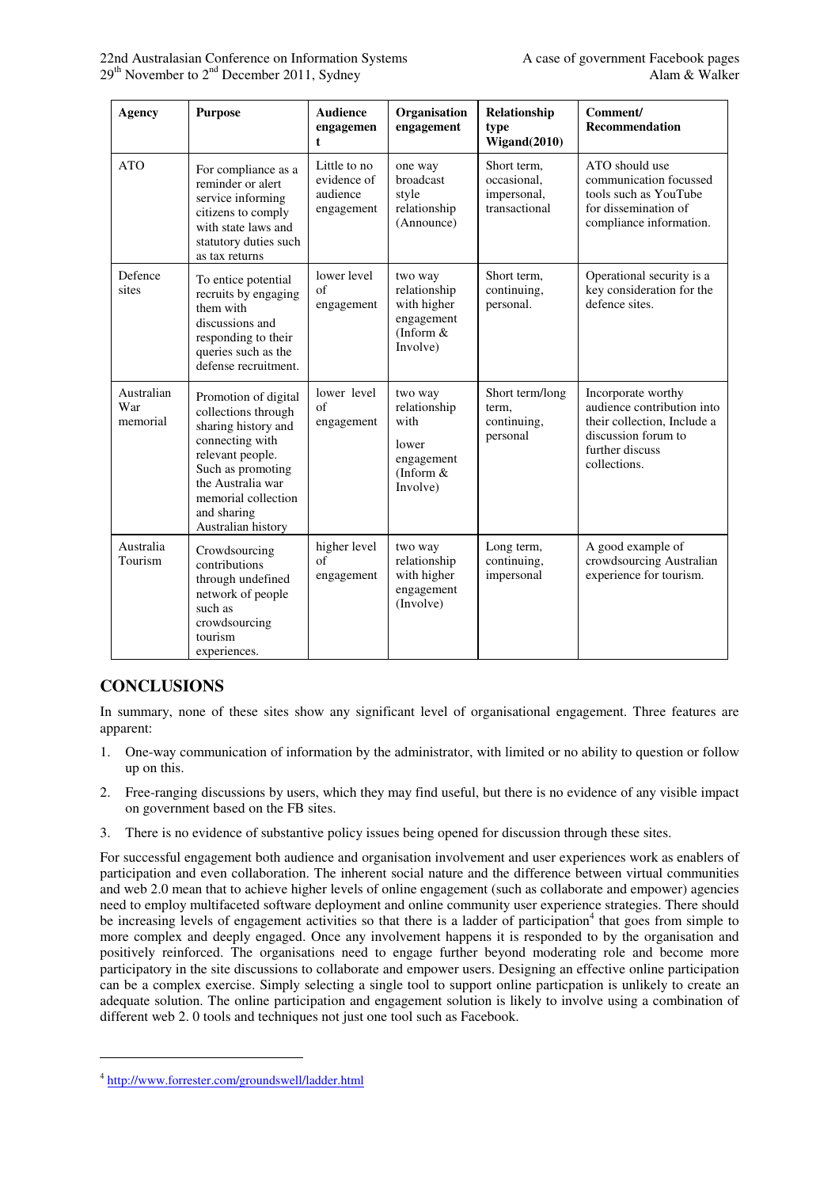| Agency | Purpose | Audience engagement | Organisation engagement | Relationship type Wigand(2010) | Comment/ Recommendation |
|---|---|---|---|---|---|
| ATO | For compliance as a reminder or alert service informing citizens to comply with state laws and statutory duties such as tax returns | Little to no evidence of audience engagement | one way broadcast style relationship (Announce) | Short term, occasional, impersonal, transactional | ATO should use communication focussed tools such as YouTube for dissemination of compliance information. |
| Defence sites | To entice potential recruits by engaging them with discussions and responding to their queries such as the defense recruitment. | lower level of engagement | two way relationship with higher engagement (Inform & Involve) | Short term, continuing, personal. | Operational security is a key consideration for the defence sites. |
| Australian War memorial | Promotion of digital collections through sharing history and connecting with relevant people. Such as promoting the Australia war memorial collection and sharing Australian history | lower level of engagement | two way relationship with lower engagement (Inform & Involve) | Short term/long term, continuing, personal | Incorporate worthy audience contribution into their collection, Include a discussion forum to further discuss collections. |
| Australia Tourism | Crowdsourcing contributions through undefined network of people such as crowdsourcing tourism experiences. | higher level of engagement | two way relationship with higher engagement (Involve) | Long term, continuing, impersonal | A good example of crowdsourcing Australian experience for tourism. |

## CONCLUSIONS

In summary, none of these sites show any significant level of organisational engagement. Three features are apparent:

1. One-way communication of information by the administrator, with limited or no ability to question or follow up on this.
2. Free-ranging discussions by users, which they may find useful, but there is no evidence of any visible impact on government based on the FB sites.
3. There is no evidence of substantive policy issues being opened for discussion through these sites.

For successful engagement both audience and organisation involvement and user experiences work as enablers of participation and even collaboration. The inherent social nature and the difference between virtual communities and web 2.0 mean that to achieve higher levels of online engagement (such as collaborate and empower) agencies need to employ multifaceted software deployment and online community user experience strategies. There should be increasing levels of engagement activities so that there is a ladder of participation[4] that goes from simple to more complex and deeply engaged. Once any involvement happens it is responded to by the organisation and positively reinforced. The organisations need to engage further beyond moderating role and become more participatory in the site discussions to collaborate and empower users. Designing an effective online participation can be a complex exercise. Simply selecting a single tool to support online particpation is unlikely to create an adequate solution. The online participation and engagement solution is likely to involve using a combination of different web 2. 0 tools and techniques not just one tool such as Facebook.

[4] http://www.forrester.com/groundswell/ladder.html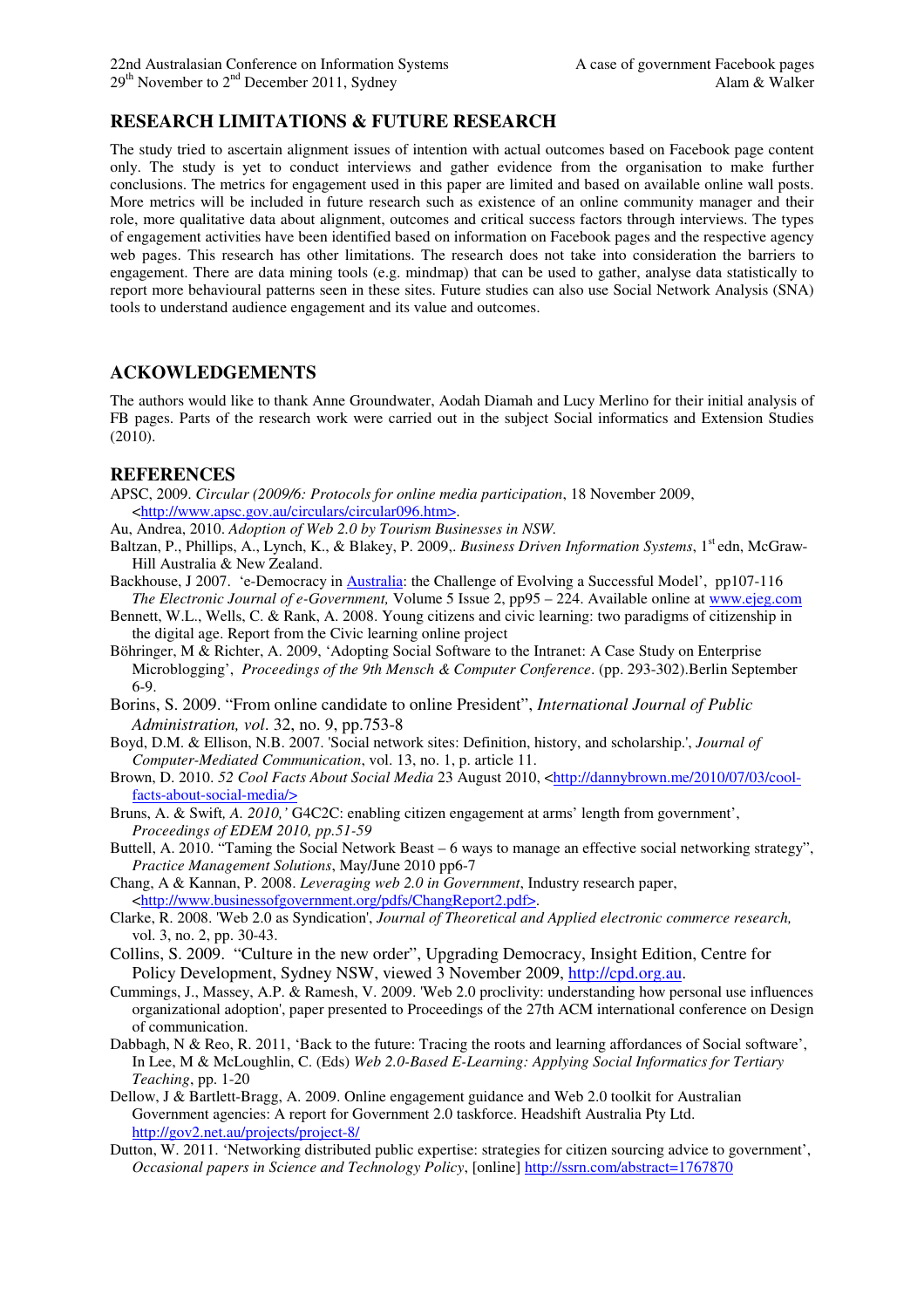## RESEARCH LIMITATIONS & FUTURE RESEARCH

The study tried to ascertain alignment issues of intention with actual outcomes based on Facebook page content only. The study is yet to conduct interviews and gather evidence from the organisation to make further conclusions. The metrics for engagement used in this paper are limited and based on available online wall posts. More metrics will be included in future research such as existence of an online community manager and their role, more qualitative data about alignment, outcomes and critical success factors through interviews. The types of engagement activities have been identified based on information on Facebook pages and the respective agency web pages. This research has other limitations. The research does not take into consideration the barriers to engagement. There are data mining tools (e.g. mindmap) that can be used to gather, analyse data statistically to report more behavioural patterns seen in these sites. Future studies can also use Social Network Analysis (SNA) tools to understand audience engagement and its value and outcomes.

## ACKOWLEDGEMENTS

The authors would like to thank Anne Groundwater, Aodah Diamah and Lucy Merlino for their initial analysis of FB pages. Parts of the research work were carried out in the subject Social informatics and Extension Studies (2010).

## REFERENCES

APSC, 2009. *Circular (2009/6: Protocols for online media participation*, 18 November 2009, <http://www.apsc.gov.au/circulars/circular096.htm>.

Au, Andrea, 2010. *Adoption of Web 2.0 by Tourism Businesses in NSW.*

Baltzan, P., Phillips, A., Lynch, K., & Blakey, P. 2009,. *Business Driven Information Systems*, 1st edn, McGraw-Hill Australia & New Zealand.

Backhouse, J 2007. 'e-Democracy in Australia: the Challenge of Evolving a Successful Model', pp107-116 *The Electronic Journal of e-Government,* Volume 5 Issue 2, pp95 – 224. Available online at www.ejeg.com

Bennett, W.L., Wells, C. & Rank, A. 2008. Young citizens and civic learning: two paradigms of citizenship in the digital age. Report from the Civic learning online project

Böhringer, M & Richter, A. 2009, 'Adopting Social Software to the Intranet: A Case Study on Enterprise Microblogging', *Proceedings of the 9th Mensch & Computer Conference*. (pp. 293-302).Berlin September 6-9.

Borins, S. 2009. "From online candidate to online President", *International Journal of Public Administration, vol*. 32, no. 9, pp.753-8

Boyd, D.M. & Ellison, N.B. 2007. 'Social network sites: Definition, history, and scholarship.', *Journal of Computer-Mediated Communication*, vol. 13, no. 1, p. article 11.

Brown, D. 2010. *52 Cool Facts About Social Media* 23 August 2010, <http://dannybrown.me/2010/07/03/cool-facts-about-social-media/>

Bruns, A. & Swift*, A. 2010,'* G4C2C: enabling citizen engagement at arms' length from government', *Proceedings of EDEM 2010, pp.51-59*

Buttell, A. 2010. "Taming the Social Network Beast – 6 ways to manage an effective social networking strategy", *Practice Management Solutions*, May/June 2010 pp6-7

Chang, A & Kannan, P. 2008. *Leveraging web 2.0 in Government*, Industry research paper, <http://www.businessofgovernment.org/pdfs/ChangReport2.pdf>.

Clarke, R. 2008. 'Web 2.0 as Syndication', *Journal of Theoretical and Applied electronic commerce research,* vol. 3, no. 2, pp. 30-43.

Collins, S. 2009. "Culture in the new order", Upgrading Democracy, Insight Edition, Centre for Policy Development, Sydney NSW, viewed 3 November 2009, http://cpd.org.au.

Cummings, J., Massey, A.P. & Ramesh, V. 2009. 'Web 2.0 proclivity: understanding how personal use influences organizational adoption', paper presented to Proceedings of the 27th ACM international conference on Design of communication.

Dabbagh, N & Reo, R. 2011, 'Back to the future: Tracing the roots and learning affordances of Social software', In Lee, M & McLoughlin, C. (Eds) *Web 2.0-Based E-Learning: Applying Social Informatics for Tertiary Teaching*, pp. 1-20

Dellow, J & Bartlett-Bragg, A. 2009. Online engagement guidance and Web 2.0 toolkit for Australian Government agencies: A report for Government 2.0 taskforce. Headshift Australia Pty Ltd. http://gov2.net.au/projects/project-8/

Dutton, W. 2011. 'Networking distributed public expertise: strategies for citizen sourcing advice to government', *Occasional papers in Science and Technology Policy*, [online] http://ssrn.com/abstract=1767870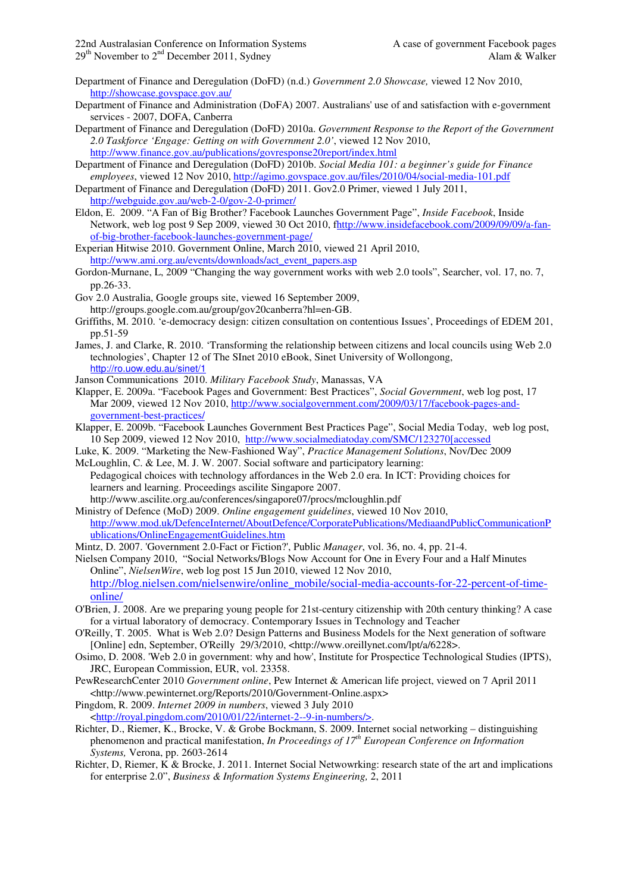Department of Finance and Deregulation (DoFD) (n.d.) *Government 2.0 Showcase,* viewed 12 Nov 2010, http://showcase.govspace.gov.au/

Department of Finance and Administration (DoFA) 2007. Australians' use of and satisfaction with e-government services - 2007, DOFA, Canberra

Department of Finance and Deregulation (DoFD) 2010a. *Government Response to the Report of the Government 2.0 Taskforce 'Engage: Getting on with Government 2.0'*, viewed 12 Nov 2010, http://www.finance.gov.au/publications/govresponse20report/index.html

Department of Finance and Deregulation (DoFD) 2010b. *Social Media 101: a beginner's guide for Finance employees*, viewed 12 Nov 2010, http://agimo.govspace.gov.au/files/2010/04/social-media-101.pdf

Department of Finance and Deregulation (DoFD) 2011. Gov2.0 Primer, viewed 1 July 2011, http://webguide.gov.au/web-2-0/gov-2-0-primer/

Eldon, E. 2009. "A Fan of Big Brother? Facebook Launches Government Page", *Inside Facebook*, Inside Network, web log post 9 Sep 2009, viewed 30 Oct 2010, fhttp://www.insidefacebook.com/2009/09/09/a-fan-of-big-brother-facebook-launches-government-page/

Experian Hitwise 2010. Government Online, March 2010, viewed 21 April 2010, http://www.ami.org.au/events/downloads/act_event_papers.asp

Gordon-Murnane, L, 2009 "Changing the way government works with web 2.0 tools", Searcher, vol. 17, no. 7, pp.26-33.

Gov 2.0 Australia, Google groups site, viewed 16 September 2009, http://groups.google.com.au/group/gov20canberra?hl=en-GB.

Griffiths, M. 2010. 'e-democracy design: citizen consultation on contentious Issues', Proceedings of EDEM 201, pp.51-59

James, J. and Clarke, R. 2010. 'Transforming the relationship between citizens and local councils using Web 2.0 technologies', Chapter 12 of The SInet 2010 eBook, Sinet University of Wollongong, http://ro.uow.edu.au/sinet/1

Janson Communications 2010. *Military Facebook Study*, Manassas, VA

Klapper, E. 2009a. "Facebook Pages and Government: Best Practices", *Social Government*, web log post, 17 Mar 2009, viewed 12 Nov 2010, http://www.socialgovernment.com/2009/03/17/facebook-pages-and-government-best-practices/

Klapper, E. 2009b. "Facebook Launches Government Best Practices Page", Social Media Today, web log post, 10 Sep 2009, viewed 12 Nov 2010, http://www.socialmediatoday.com/SMC/123270[accessed

Luke, K. 2009. "Marketing the New-Fashioned Way", *Practice Management Solutions*, Nov/Dec 2009

McLoughlin, C. & Lee, M. J. W. 2007. Social software and participatory learning: Pedagogical choices with technology affordances in the Web 2.0 era. In ICT: Providing choices for learners and learning. Proceedings ascilite Singapore 2007. http://www.ascilite.org.au/conferences/singapore07/procs/mcloughlin.pdf

Ministry of Defence (MoD) 2009. *Online engagement guidelines*, viewed 10 Nov 2010, http://www.mod.uk/DefenceInternet/AboutDefence/CorporatePublications/MediaandPublicCommunicationPublications/OnlineEngagementGuidelines.htm

Mintz, D. 2007. 'Government 2.0-Fact or Fiction?', Public *Manager*, vol. 36, no. 4, pp. 21-4.

Nielsen Company 2010, "Social Networks/Blogs Now Account for One in Every Four and a Half Minutes Online", *NielsenWire*, web log post 15 Jun 2010, viewed 12 Nov 2010, http://blog.nielsen.com/nielsenwire/online_mobile/social-media-accounts-for-22-percent-of-time-online/

O'Brien, J. 2008. Are we preparing young people for 21st-century citizenship with 20th century thinking? A case for a virtual laboratory of democracy. Contemporary Issues in Technology and Teacher

O'Reilly, T. 2005. What is Web 2.0? Design Patterns and Business Models for the Next generation of software [Online] edn, September, O'Reilly 29/3/2010, <http://www.oreillynet.com/lpt/a/6228>.

Osimo, D. 2008. 'Web 2.0 in government: why and how', Institute for Prospectice Technological Studies (IPTS), JRC, European Commission, EUR, vol. 23358.

PewResearchCenter 2010 *Government online*, Pew Internet & American life project, viewed on 7 April 2011 <http://www.pewinternet.org/Reports/2010/Government-Online.aspx>

Pingdom, R. 2009. *Internet 2009 in numbers*, viewed 3 July 2010 <http://royal.pingdom.com/2010/01/22/internet-2--9-in-numbers/>.

Richter, D., Riemer, K., Brocke, V. & Grobe Bockmann, S. 2009. Internet social networking – distinguishing phenomenon and practical manifestation, *In Proceedings of 17th European Conference on Information Systems,* Verona, pp. 2603-2614

Richter, D, Riemer, K & Brocke, J. 2011. Internet Social Netwowrking: research state of the art and implications for enterprise 2.0", *Business & Information Systems Engineering,* 2, 2011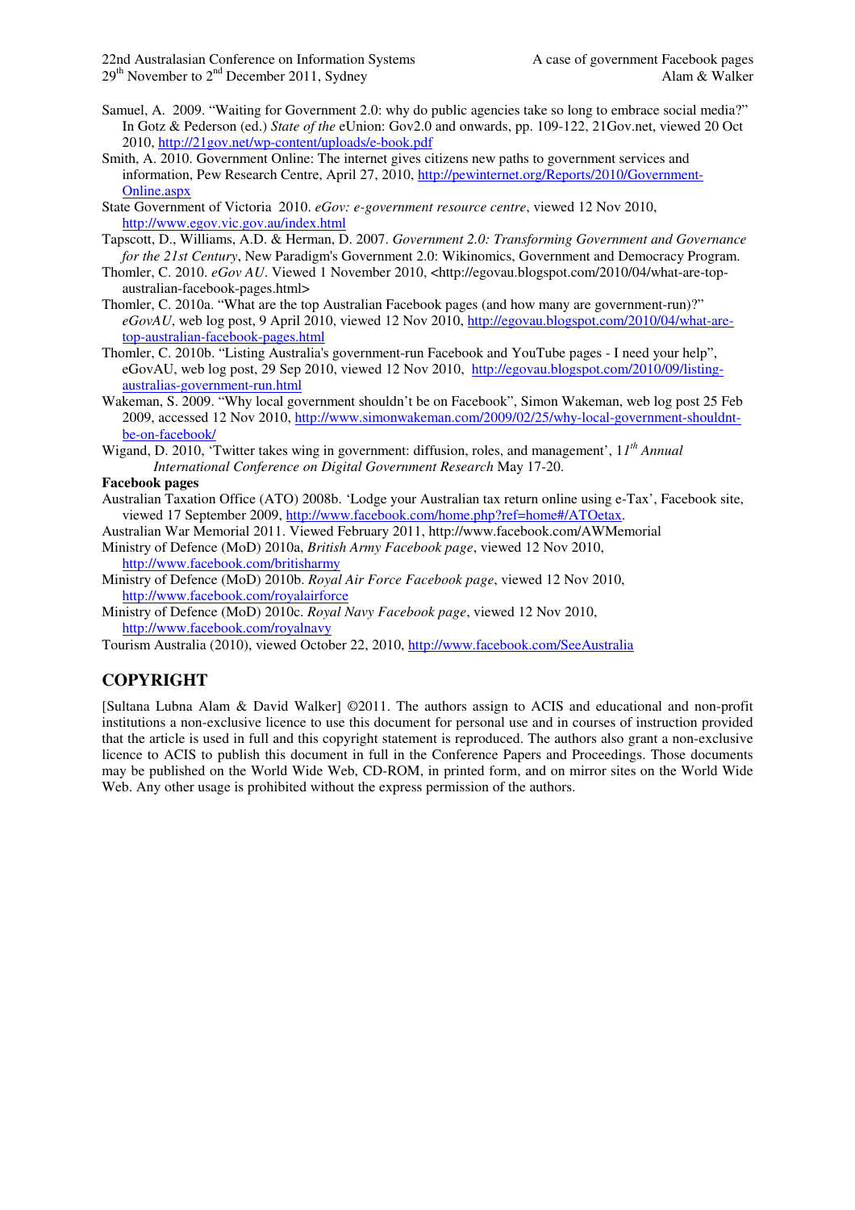Samuel, A. 2009. “Waiting for Government 2.0: why do public agencies take so long to embrace social media?” In Gotz & Pederson (ed.) *State of the* eUnion: Gov2.0 and onwards, pp. 109-122, 21Gov.net, viewed 20 Oct 2010, http://21gov.net/wp-content/uploads/e-book.pdf

Smith, A. 2010. Government Online: The internet gives citizens new paths to government services and information, Pew Research Centre, April 27, 2010, http://pewinternet.org/Reports/2010/Government-Online.aspx

State Government of Victoria 2010. *eGov: e-government resource centre*, viewed 12 Nov 2010, http://www.egov.vic.gov.au/index.html

Tapscott, D., Williams, A.D. & Herman, D. 2007. *Government 2.0: Transforming Government and Governance for the 21st Century*, New Paradigm's Government 2.0: Wikinomics, Government and Democracy Program.

Thomler, C. 2010. *eGov AU*. Viewed 1 November 2010, <http://egovau.blogspot.com/2010/04/what-are-top-australian-facebook-pages.html>

Thomler, C. 2010a. “What are the top Australian Facebook pages (and how many are government-run)?” *eGovAU*, web log post, 9 April 2010, viewed 12 Nov 2010, http://egovau.blogspot.com/2010/04/what-are-top-australian-facebook-pages.html

Thomler, C. 2010b. “Listing Australia's government-run Facebook and YouTube pages - I need your help”, eGovAU, web log post, 29 Sep 2010, viewed 12 Nov 2010, http://egovau.blogspot.com/2010/09/listing-australias-government-run.html

Wakeman, S. 2009. “Why local government shouldn't be on Facebook”, Simon Wakeman, web log post 25 Feb 2009, accessed 12 Nov 2010, http://www.simonwakeman.com/2009/02/25/why-local-government-shouldnt-be-on-facebook/

Wigand, D. 2010, ‘Twitter takes wing in government: diffusion, roles, and management’, *11th Annual International Conference on Digital Government Research* May 17-20.

**Facebook pages**

Australian Taxation Office (ATO) 2008b. ‘Lodge your Australian tax return online using e-Tax’, Facebook site, viewed 17 September 2009, http://www.facebook.com/home.php?ref=home#/ATOetax.

Australian War Memorial 2011. Viewed February 2011, http://www.facebook.com/AWMemorial

Ministry of Defence (MoD) 2010a, *British Army Facebook page*, viewed 12 Nov 2010, http://www.facebook.com/britisharmy

Ministry of Defence (MoD) 2010b. *Royal Air Force Facebook page*, viewed 12 Nov 2010, http://www.facebook.com/royalairforce

Ministry of Defence (MoD) 2010c. *Royal Navy Facebook page*, viewed 12 Nov 2010, http://www.facebook.com/royalnavy

Tourism Australia (2010), viewed October 22, 2010, http://www.facebook.com/SeeAustralia

## COPYRIGHT

[Sultana Lubna Alam & David Walker] ©2011. The authors assign to ACIS and educational and non-profit institutions a non-exclusive licence to use this document for personal use and in courses of instruction provided that the article is used in full and this copyright statement is reproduced. The authors also grant a non-exclusive licence to ACIS to publish this document in full in the Conference Papers and Proceedings. Those documents may be published on the World Wide Web, CD-ROM, in printed form, and on mirror sites on the World Wide Web. Any other usage is prohibited without the express permission of the authors.